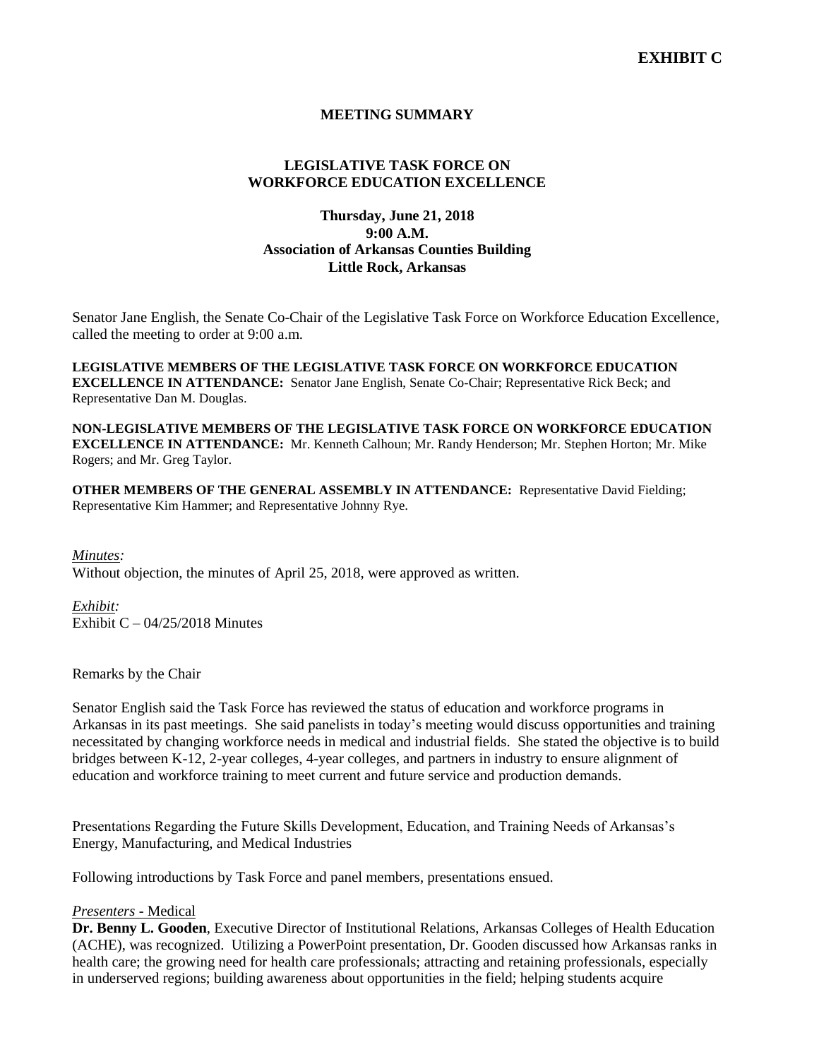**EXHIBIT C**

## MEETING SUMMARY

## LEGISLATIVE TASK FORCE ON WORKFORCE EDUCATION EXCELLENCE

**Thursday, June 21, 2018**
**9:00 A.M.**
**Association of Arkansas Counties Building**
**Little Rock, Arkansas**

Senator Jane English, the Senate Co-Chair of the Legislative Task Force on Workforce Education Excellence, called the meeting to order at 9:00 a.m.

**LEGISLATIVE MEMBERS OF THE LEGISLATIVE TASK FORCE ON WORKFORCE EDUCATION EXCELLENCE IN ATTENDANCE:** Senator Jane English, Senate Co-Chair; Representative Rick Beck; and Representative Dan M. Douglas.

**NON-LEGISLATIVE MEMBERS OF THE LEGISLATIVE TASK FORCE ON WORKFORCE EDUCATION EXCELLENCE IN ATTENDANCE:** Mr. Kenneth Calhoun; Mr. Randy Henderson; Mr. Stephen Horton; Mr. Mike Rogers; and Mr. Greg Taylor.

**OTHER MEMBERS OF THE GENERAL ASSEMBLY IN ATTENDANCE:** Representative David Fielding; Representative Kim Hammer; and Representative Johnny Rye.

*Minutes:*
Without objection, the minutes of April 25, 2018, were approved as written.

*Exhibit:*
Exhibit C – 04/25/2018 Minutes

Remarks by the Chair

Senator English said the Task Force has reviewed the status of education and workforce programs in Arkansas in its past meetings. She said panelists in today's meeting would discuss opportunities and training necessitated by changing workforce needs in medical and industrial fields. She stated the objective is to build bridges between K-12, 2-year colleges, 4-year colleges, and partners in industry to ensure alignment of education and workforce training to meet current and future service and production demands.

Presentations Regarding the Future Skills Development, Education, and Training Needs of Arkansas's Energy, Manufacturing, and Medical Industries

Following introductions by Task Force and panel members, presentations ensued.

*Presenters* - Medical
**Dr. Benny L. Gooden**, Executive Director of Institutional Relations, Arkansas Colleges of Health Education (ACHE), was recognized. Utilizing a PowerPoint presentation, Dr. Gooden discussed how Arkansas ranks in health care; the growing need for health care professionals; attracting and retaining professionals, especially in underserved regions; building awareness about opportunities in the field; helping students acquire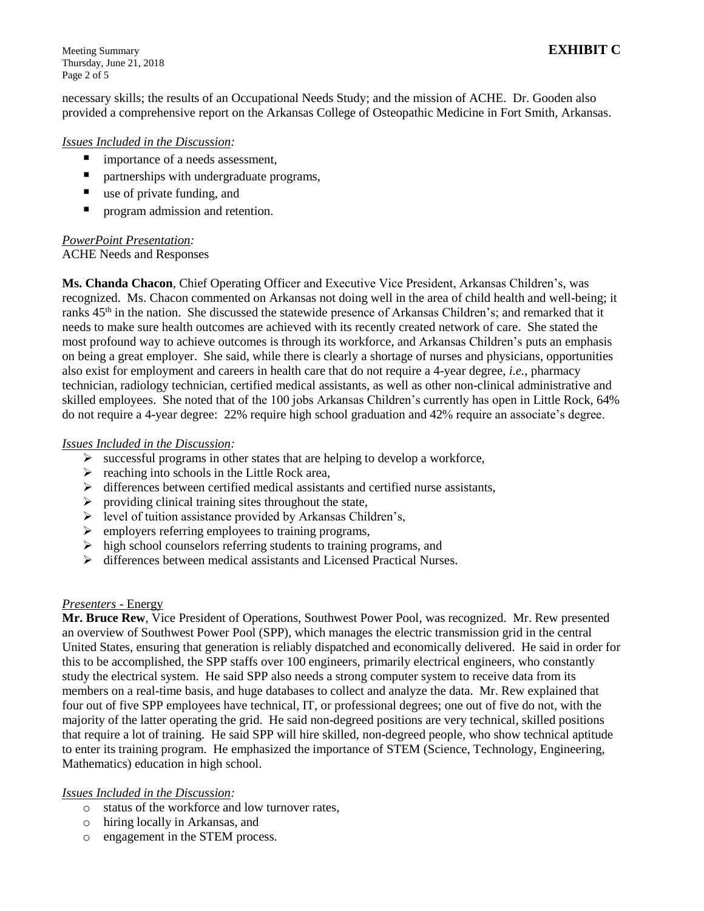necessary skills; the results of an Occupational Needs Study; and the mission of ACHE. Dr. Gooden also provided a comprehensive report on the Arkansas College of Osteopathic Medicine in Fort Smith, Arkansas.

*Issues Included in the Discussion:*

- importance of a needs assessment,
- partnerships with undergraduate programs,
- use of private funding, and
- program admission and retention.

*PowerPoint Presentation:*
ACHE Needs and Responses

**Ms. Chanda Chacon**, Chief Operating Officer and Executive Vice President, Arkansas Children's, was recognized. Ms. Chacon commented on Arkansas not doing well in the area of child health and well-being; it ranks 45th in the nation. She discussed the statewide presence of Arkansas Children's; and remarked that it needs to make sure health outcomes are achieved with its recently created network of care. She stated the most profound way to achieve outcomes is through its workforce, and Arkansas Children's puts an emphasis on being a great employer. She said, while there is clearly a shortage of nurses and physicians, opportunities also exist for employment and careers in health care that do not require a 4-year degree, *i.e.*, pharmacy technician, radiology technician, certified medical assistants, as well as other non-clinical administrative and skilled employees. She noted that of the 100 jobs Arkansas Children's currently has open in Little Rock, 64% do not require a 4-year degree: 22% require high school graduation and 42% require an associate's degree.

*Issues Included in the Discussion:*

- successful programs in other states that are helping to develop a workforce,
- reaching into schools in the Little Rock area,
- differences between certified medical assistants and certified nurse assistants,
- providing clinical training sites throughout the state,
- level of tuition assistance provided by Arkansas Children's,
- employers referring employees to training programs,
- high school counselors referring students to training programs, and
- differences between medical assistants and Licensed Practical Nurses.

*Presenters* - Energy

**Mr. Bruce Rew**, Vice President of Operations, Southwest Power Pool, was recognized. Mr. Rew presented an overview of Southwest Power Pool (SPP), which manages the electric transmission grid in the central United States, ensuring that generation is reliably dispatched and economically delivered. He said in order for this to be accomplished, the SPP staffs over 100 engineers, primarily electrical engineers, who constantly study the electrical system. He said SPP also needs a strong computer system to receive data from its members on a real-time basis, and huge databases to collect and analyze the data. Mr. Rew explained that four out of five SPP employees have technical, IT, or professional degrees; one out of five do not, with the majority of the latter operating the grid. He said non-degreed positions are very technical, skilled positions that require a lot of training. He said SPP will hire skilled, non-degreed people, who show technical aptitude to enter its training program. He emphasized the importance of STEM (Science, Technology, Engineering, Mathematics) education in high school.

*Issues Included in the Discussion:*

- status of the workforce and low turnover rates,
- hiring locally in Arkansas, and
- engagement in the STEM process.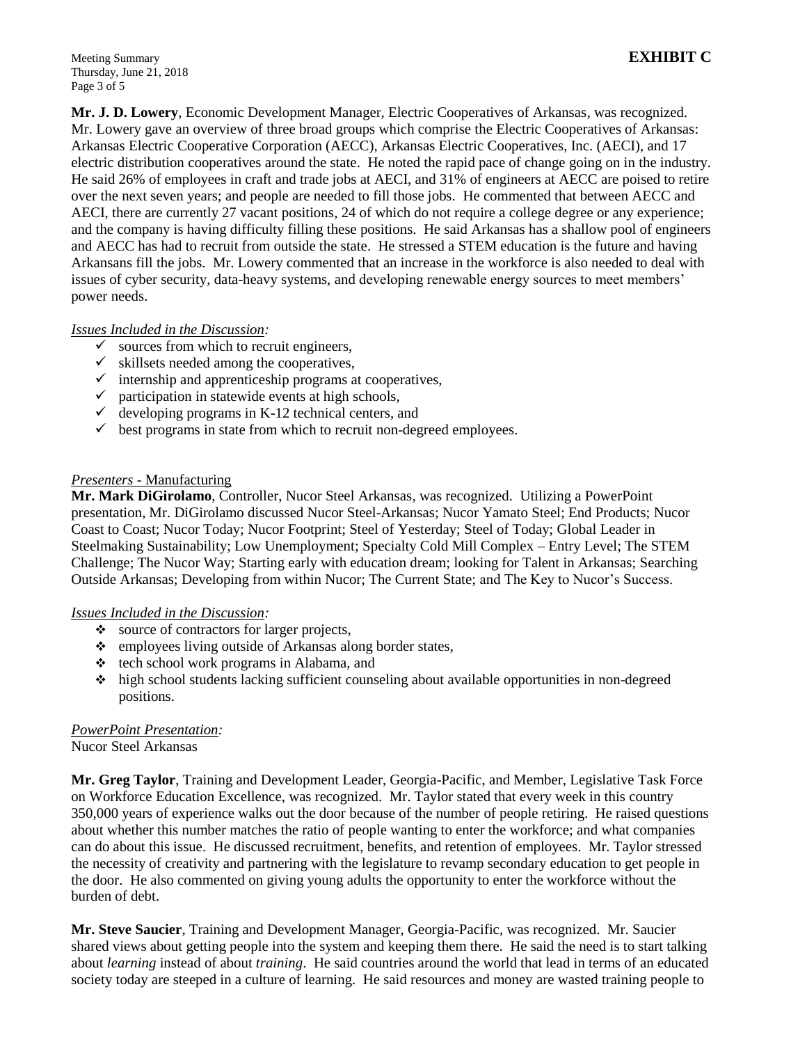**EXHIBIT C**

**Mr. J. D. Lowery**, Economic Development Manager, Electric Cooperatives of Arkansas, was recognized. Mr. Lowery gave an overview of three broad groups which comprise the Electric Cooperatives of Arkansas: Arkansas Electric Cooperative Corporation (AECC), Arkansas Electric Cooperatives, Inc. (AECI), and 17 electric distribution cooperatives around the state. He noted the rapid pace of change going on in the industry. He said 26% of employees in craft and trade jobs at AECI, and 31% of engineers at AECC are poised to retire over the next seven years; and people are needed to fill those jobs. He commented that between AECC and AECI, there are currently 27 vacant positions, 24 of which do not require a college degree or any experience; and the company is having difficulty filling these positions. He said Arkansas has a shallow pool of engineers and AECC has had to recruit from outside the state. He stressed a STEM education is the future and having Arkansans fill the jobs. Mr. Lowery commented that an increase in the workforce is also needed to deal with issues of cyber security, data-heavy systems, and developing renewable energy sources to meet members' power needs.

*Issues Included in the Discussion:*

- ✓ sources from which to recruit engineers,
- ✓ skillsets needed among the cooperatives,
- ✓ internship and apprenticeship programs at cooperatives,
- ✓ participation in statewide events at high schools,
- ✓ developing programs in K-12 technical centers, and
- ✓ best programs in state from which to recruit non-degreed employees.

*Presenters* - Manufacturing

**Mr. Mark DiGirolamo**, Controller, Nucor Steel Arkansas, was recognized. Utilizing a PowerPoint presentation, Mr. DiGirolamo discussed Nucor Steel-Arkansas; Nucor Yamato Steel; End Products; Nucor Coast to Coast; Nucor Today; Nucor Footprint; Steel of Yesterday; Steel of Today; Global Leader in Steelmaking Sustainability; Low Unemployment; Specialty Cold Mill Complex – Entry Level; The STEM Challenge; The Nucor Way; Starting early with education dream; looking for Talent in Arkansas; Searching Outside Arkansas; Developing from within Nucor; The Current State; and The Key to Nucor's Success.

*Issues Included in the Discussion:*

- ❖ source of contractors for larger projects,
- ❖ employees living outside of Arkansas along border states,
- ❖ tech school work programs in Alabama, and
- ❖ high school students lacking sufficient counseling about available opportunities in non-degreed positions.

*PowerPoint Presentation:*
Nucor Steel Arkansas

**Mr. Greg Taylor**, Training and Development Leader, Georgia-Pacific, and Member, Legislative Task Force on Workforce Education Excellence, was recognized. Mr. Taylor stated that every week in this country 350,000 years of experience walks out the door because of the number of people retiring. He raised questions about whether this number matches the ratio of people wanting to enter the workforce; and what companies can do about this issue. He discussed recruitment, benefits, and retention of employees. Mr. Taylor stressed the necessity of creativity and partnering with the legislature to revamp secondary education to get people in the door. He also commented on giving young adults the opportunity to enter the workforce without the burden of debt.

**Mr. Steve Saucier**, Training and Development Manager, Georgia-Pacific, was recognized. Mr. Saucier shared views about getting people into the system and keeping them there. He said the need is to start talking about *learning* instead of about *training*. He said countries around the world that lead in terms of an educated society today are steeped in a culture of learning. He said resources and money are wasted training people to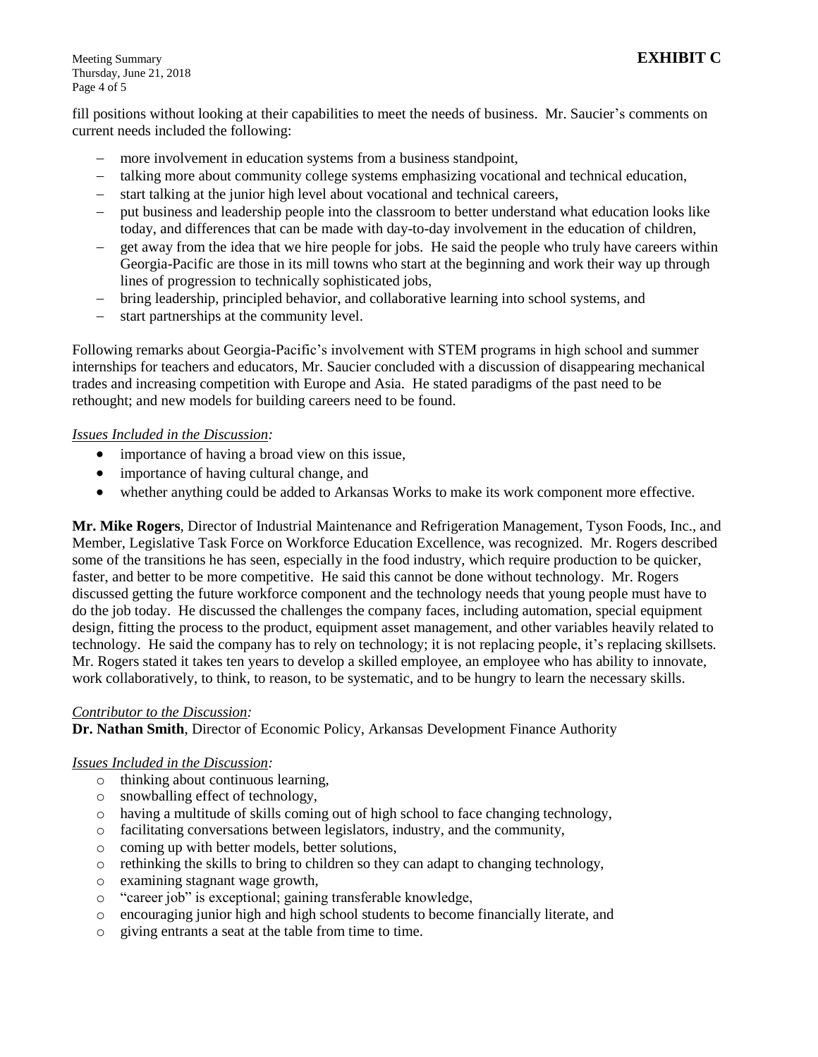**EXHIBIT C**

fill positions without looking at their capabilities to meet the needs of business. Mr. Saucier's comments on current needs included the following:

- more involvement in education systems from a business standpoint,
- talking more about community college systems emphasizing vocational and technical education,
- start talking at the junior high level about vocational and technical careers,
- put business and leadership people into the classroom to better understand what education looks like today, and differences that can be made with day-to-day involvement in the education of children,
- get away from the idea that we hire people for jobs. He said the people who truly have careers within Georgia-Pacific are those in its mill towns who start at the beginning and work their way up through lines of progression to technically sophisticated jobs,
- bring leadership, principled behavior, and collaborative learning into school systems, and
- start partnerships at the community level.

Following remarks about Georgia-Pacific's involvement with STEM programs in high school and summer internships for teachers and educators, Mr. Saucier concluded with a discussion of disappearing mechanical trades and increasing competition with Europe and Asia. He stated paradigms of the past need to be rethought; and new models for building careers need to be found.

*Issues Included in the Discussion:*

- importance of having a broad view on this issue,
- importance of having cultural change, and
- whether anything could be added to Arkansas Works to make its work component more effective.

**Mr. Mike Rogers**, Director of Industrial Maintenance and Refrigeration Management, Tyson Foods, Inc., and Member, Legislative Task Force on Workforce Education Excellence, was recognized. Mr. Rogers described some of the transitions he has seen, especially in the food industry, which require production to be quicker, faster, and better to be more competitive. He said this cannot be done without technology. Mr. Rogers discussed getting the future workforce component and the technology needs that young people must have to do the job today. He discussed the challenges the company faces, including automation, special equipment design, fitting the process to the product, equipment asset management, and other variables heavily related to technology. He said the company has to rely on technology; it is not replacing people, it's replacing skillsets. Mr. Rogers stated it takes ten years to develop a skilled employee, an employee who has ability to innovate, work collaboratively, to think, to reason, to be systematic, and to be hungry to learn the necessary skills.

*Contributor to the Discussion:*
**Dr. Nathan Smith**, Director of Economic Policy, Arkansas Development Finance Authority

*Issues Included in the Discussion:*

- thinking about continuous learning,
- snowballing effect of technology,
- having a multitude of skills coming out of high school to face changing technology,
- facilitating conversations between legislators, industry, and the community,
- coming up with better models, better solutions,
- rethinking the skills to bring to children so they can adapt to changing technology,
- examining stagnant wage growth,
- "career job" is exceptional; gaining transferable knowledge,
- encouraging junior high and high school students to become financially literate, and
- giving entrants a seat at the table from time to time.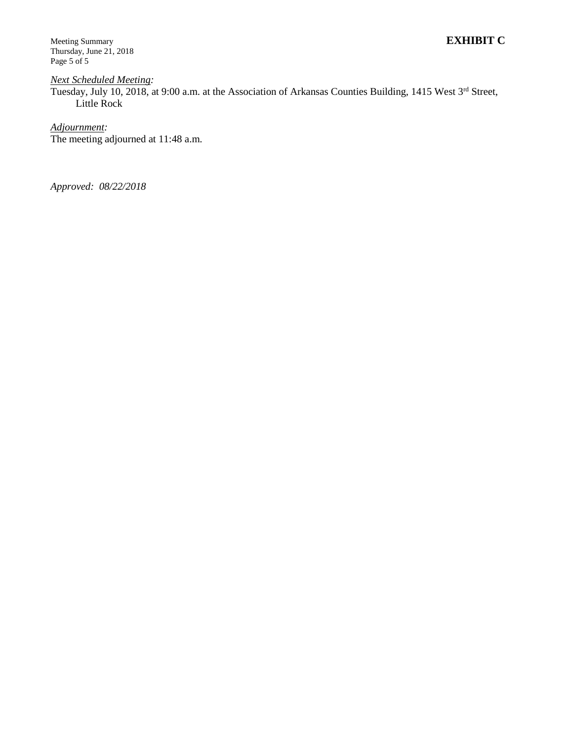**EXHIBIT C**

*Next Scheduled Meeting:*

Tuesday, July 10, 2018, at 9:00 a.m. at the Association of Arkansas Counties Building, 1415 West 3rd Street, Little Rock

*Adjournment:*

The meeting adjourned at 11:48 a.m.

*Approved: 08/22/2018*